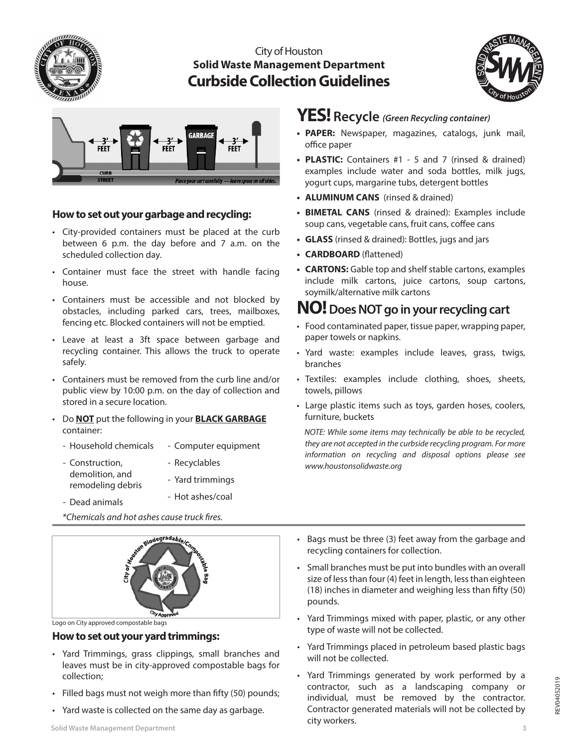City of Houston
**Solid Waste Management Department**
# Curbside Collection Guidelines

3' FEET
GARBAGE
3' FEET
3' FEET
CURB
STREET
*Place your cart carefully — leave space on all sides.*

## How to set out your garbage and recycling:

- City-provided containers must be placed at the curb between 6 p.m. the day before and 7 a.m. on the scheduled collection day.
- Container must face the street with handle facing house.
- Containers must be accessible and not blocked by obstacles, including parked cars, trees, mailboxes, fencing etc. Blocked containers will not be emptied.
- Leave at least a 3ft space between garbage and recycling container. This allows the truck to operate safely.
- Containers must be removed from the curb line and/or public view by 10:00 p.m. on the day of collection and stored in a secure location.
- Do **NOT** put the following in your **BLACK GARBAGE** container:
  - Household chemicals
  - Construction, demolition, and remodeling debris
  - Dead animals
  - Computer equipment
  - Recyclables
  - Yard trimmings
  - Hot ashes/coal

*\*Chemicals and hot ashes cause truck fires.*

## YES! Recycle *(Green Recycling container)*

- **PAPER:** Newspaper, magazines, catalogs, junk mail, office paper
- **PLASTIC:** Containers #1 - 5 and 7 (rinsed & drained) examples include water and soda bottles, milk jugs, yogurt cups, margarine tubs, detergent bottles
- **ALUMINUM CANS** (rinsed & drained)
- **BIMETAL CANS** (rinsed & drained): Examples include soup cans, vegetable cans, fruit cans, coffee cans
- **GLASS** (rinsed & drained): Bottles, jugs and jars
- **CARDBOARD** (flattened)
- **CARTONS:** Gable top and shelf stable cartons, examples include milk cartons, juice cartons, soup cartons, soymilk/alternative milk cartons

## NO! Does NOT go in your recycling cart

- Food contaminated paper, tissue paper, wrapping paper, paper towels or napkins.
- Yard waste: examples include leaves, grass, twigs, branches
- Textiles: examples include clothing, shoes, sheets, towels, pillows
- Large plastic items such as toys, garden hoses, coolers, furniture, buckets

*NOTE: While some items may technically be able to be recycled, they are not accepted in the curbside recycling program. For more information on recycling and disposal options please see www.houstonsolidwaste.org*

City of Houston Biodegradable/Compostable Bag
City Approved

Logo on City approved compostable bags

## How to set out your yard trimmings:

- Yard Trimmings, grass clippings, small branches and leaves must be in city-approved compostable bags for collection;
- Filled bags must not weigh more than fifty (50) pounds;
- Yard waste is collected on the same day as garbage.
- Bags must be three (3) feet away from the garbage and recycling containers for collection.
- Small branches must be put into bundles with an overall size of less than four (4) feet in length, less than eighteen (18) inches in diameter and weighing less than fifty (50) pounds.
- Yard Trimmings mixed with paper, plastic, or any other type of waste will not be collected.
- Yard Trimmings placed in petroleum based plastic bags will not be collected.
- Yard Trimmings generated by work performed by a contractor, such as a landscaping company or individual, must be removed by the contractor. Contractor generated materials will not be collected by city workers.

REV04052019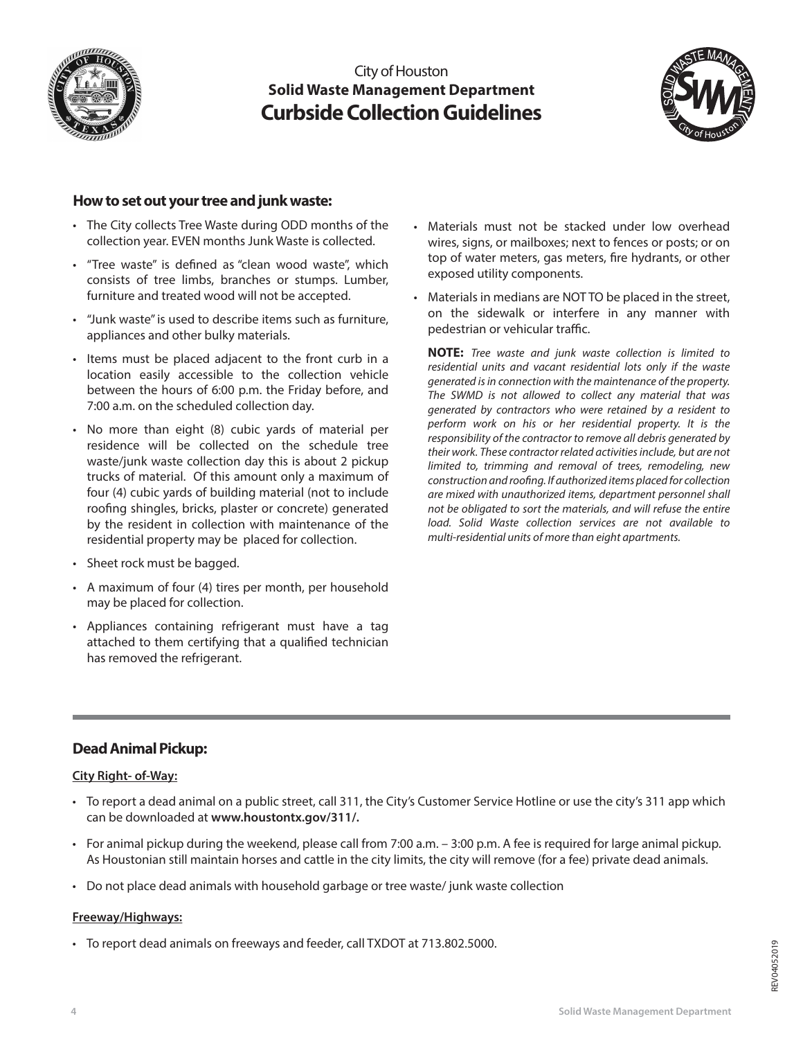City of Houston
**Solid Waste Management Department**
# Curbside Collection Guidelines

## How to set out your tree and junk waste:

- The City collects Tree Waste during ODD months of the collection year. EVEN months Junk Waste is collected.
- "Tree waste" is defined as "clean wood waste", which consists of tree limbs, branches or stumps. Lumber, furniture and treated wood will not be accepted.
- "Junk waste" is used to describe items such as furniture, appliances and other bulky materials.
- Items must be placed adjacent to the front curb in a location easily accessible to the collection vehicle between the hours of 6:00 p.m. the Friday before, and 7:00 a.m. on the scheduled collection day.
- No more than eight (8) cubic yards of material per residence will be collected on the schedule tree waste/junk waste collection day this is about 2 pickup trucks of material. Of this amount only a maximum of four (4) cubic yards of building material (not to include roofing shingles, bricks, plaster or concrete) generated by the resident in collection with maintenance of the residential property may be placed for collection.
- Sheet rock must be bagged.
- A maximum of four (4) tires per month, per household may be placed for collection.
- Appliances containing refrigerant must have a tag attached to them certifying that a qualified technician has removed the refrigerant.
- Materials must not be stacked under low overhead wires, signs, or mailboxes; next to fences or posts; or on top of water meters, gas meters, fire hydrants, or other exposed utility components.
- Materials in medians are NOT TO be placed in the street, on the sidewalk or interfere in any manner with pedestrian or vehicular traffic.

**NOTE:** *Tree waste and junk waste collection is limited to residential units and vacant residential lots only if the waste generated is in connection with the maintenance of the property. The SWMD is not allowed to collect any material that was generated by contractors who were retained by a resident to perform work on his or her residential property. It is the responsibility of the contractor to remove all debris generated by their work. These contractor related activities include, but are not limited to, trimming and removal of trees, remodeling, new construction and roofing. If authorized items placed for collection are mixed with unauthorized items, department personnel shall not be obligated to sort the materials, and will refuse the entire load. Solid Waste collection services are not available to multi-residential units of more than eight apartments.*

## Dead Animal Pickup:

**City Right- of-Way:**

- To report a dead animal on a public street, call 311, the City's Customer Service Hotline or use the city's 311 app which can be downloaded at **www.houstontx.gov/311/.**
- For animal pickup during the weekend, please call from 7:00 a.m. – 3:00 p.m. A fee is required for large animal pickup. As Houstonian still maintain horses and cattle in the city limits, the city will remove (for a fee) private dead animals.
- Do not place dead animals with household garbage or tree waste/ junk waste collection

**Freeway/Highways:**

- To report dead animals on freeways and feeder, call TXDOT at 713.802.5000.

REV04052019